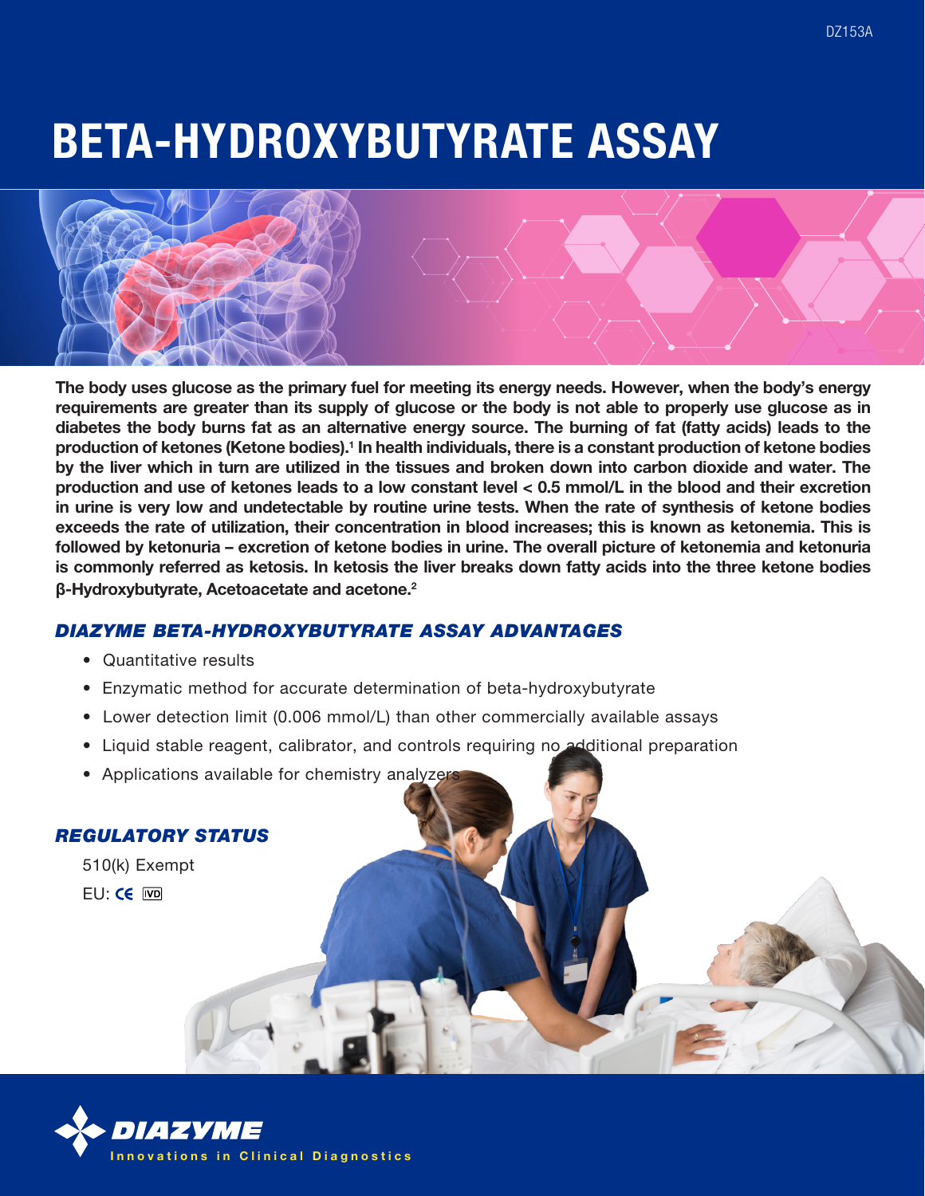# BETA-HYDROXYBUTYRATE ASSAY

**The body uses glucose as the primary fuel for meeting its energy needs. However, when the body's energy requirements are greater than its supply of glucose or the body is not able to properly use glucose as in diabetes the body burns fat as an alternative energy source. The burning of fat (fatty acids) leads to the production of ketones (Ketone bodies).[1] In health individuals, there is a constant production of ketone bodies by the liver which in turn are utilized in the tissues and broken down into carbon dioxide and water. The production and use of ketones leads to a low constant level < 0.5 mmol/L in the blood and their excretion in urine is very low and undetectable by routine urine tests. When the rate of synthesis of ketone bodies exceeds the rate of utilization, their concentration in blood increases; this is known as ketonemia. This is followed by ketonuria – excretion of ketone bodies in urine. The overall picture of ketonemia and ketonuria is commonly referred as ketosis. In ketosis the liver breaks down fatty acids into the three ketone bodies β-Hydroxybutyrate, Acetoacetate and acetone.[2]**

## *DIAZYME BETA-HYDROXYBUTYRATE ASSAY ADVANTAGES*

- Quantitative results
- Enzymatic method for accurate determination of beta-hydroxybutyrate
- Lower detection limit (0.006 mmol/L) than other commercially available assays
- Liquid stable reagent, calibrator, and controls requiring no additional preparation
- Applications available for chemistry analyzers

## *REGULATORY STATUS*

510(k) Exempt

EU: CE IVD

**DIAZYME**
Innovations in Clinical Diagnostics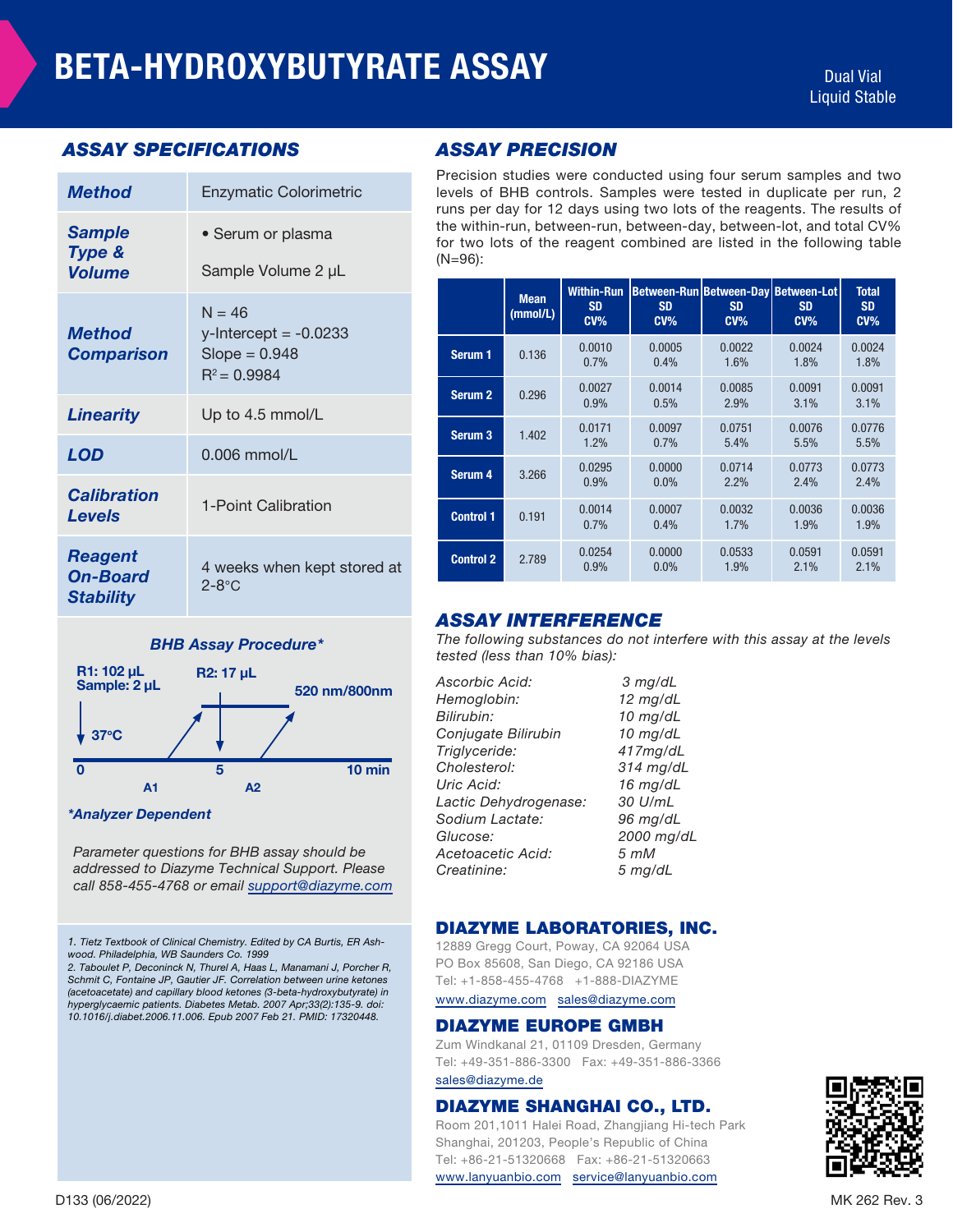# BETA-HYDROXYBUTYRATE ASSAY

Dual Vial
Liquid Stable

## ASSAY SPECIFICATIONS

| | |
|---|---|
| **Method** | Enzymatic Colorimetric |
| **Sample Type & Volume** | • Serum or plasma<br>Sample Volume 2 µL |
| **Method Comparison** | N = 46<br>y-Intercept = -0.0233<br>Slope = 0.948<br>$R^2$ = 0.9984 |
| **Linearity** | Up to 4.5 mmol/L |
| **LOD** | 0.006 mmol/L |
| **Calibration Levels** | 1-Point Calibration |
| **Reagent On-Board Stability** | 4 weeks when kept stored at 2-8°C |

### BHB Assay Procedure*

R1: 102 µL
Sample: 2 µL
R2: 17 µL
520 nm/800nm
37°C
0
5
10 min
A1
A2

***Analyzer Dependent**

*Parameter questions for BHB assay should be addressed to Diazyme Technical Support. Please call 858-455-4768 or email support@diazyme.com*

*1. Tietz Textbook of Clinical Chemistry. Edited by CA Burtis, ER Ashwood. Philadelphia, WB Saunders Co. 1999*

*2. Taboulet P, Deconinck N, Thurel A, Haas L, Manamani J, Porcher R, Schmit C, Fontaine JP, Gautier JF. Correlation between urine ketones (acetoacetate) and capillary blood ketones (3-beta-hydroxybutyrate) in hyperglycaemic patients. Diabetes Metab. 2007 Apr;33(2):135-9. doi: 10.1016/j.diabet.2006.11.006. Epub 2007 Feb 21. PMID: 17320448.*

## ASSAY PRECISION

Precision studies were conducted using four serum samples and two levels of BHB controls. Samples were tested in duplicate per run, 2 runs per day for 12 days using two lots of the reagents. The results of the within-run, between-run, between-day, between-lot, and total CV% for two lots of the reagent combined are listed in the following table (N=96):

| | Mean (mmol/L) | Within-Run SD CV% | Between-Run SD CV% | Between-Day SD CV% | Between-Lot SD CV% | Total SD CV% |
|---|---|---|---|---|---|---|
| **Serum 1** | 0.136 | 0.0010<br>0.7% | 0.0005<br>0.4% | 0.0022<br>1.6% | 0.0024<br>1.8% | 0.0024<br>1.8% |
| **Serum 2** | 0.296 | 0.0027<br>0.9% | 0.0014<br>0.5% | 0.0085<br>2.9% | 0.0091<br>3.1% | 0.0091<br>3.1% |
| **Serum 3** | 1.402 | 0.0171<br>1.2% | 0.0097<br>0.7% | 0.0751<br>5.4% | 0.0076<br>5.5% | 0.0776<br>5.5% |
| **Serum 4** | 3.266 | 0.0295<br>0.9% | 0.0000<br>0.0% | 0.0714<br>2.2% | 0.0773<br>2.4% | 0.0773<br>2.4% |
| **Control 1** | 0.191 | 0.0014<br>0.7% | 0.0007<br>0.4% | 0.0032<br>1.7% | 0.0036<br>1.9% | 0.0036<br>1.9% |
| **Control 2** | 2.789 | 0.0254<br>0.9% | 0.0000<br>0.0% | 0.0533<br>1.9% | 0.0591<br>2.1% | 0.0591<br>2.1% |

## ASSAY INTERFERENCE

*The following substances do not interfere with this assay at the levels tested (less than 10% bias):*

| | |
|---|---|
| *Ascorbic Acid:* | *3 mg/dL* |
| *Hemoglobin:* | *12 mg/dL* |
| *Bilirubin:* | *10 mg/dL* |
| *Conjugate Bilirubin* | *10 mg/dL* |
| *Triglyceride:* | *417mg/dL* |
| *Cholesterol:* | *314 mg/dL* |
| *Uric Acid:* | *16 mg/dL* |
| *Lactic Dehydrogenase:* | *30 U/mL* |
| *Sodium Lactate:* | *96 mg/dL* |
| *Glucose:* | *2000 mg/dL* |
| *Acetoacetic Acid:* | *5 mM* |
| *Creatinine:* | *5 mg/dL* |

### DIAZYME LABORATORIES, INC.

12889 Gregg Court, Poway, CA 92064 USA
PO Box 85608, San Diego, CA 92186 USA
Tel: +1-858-455-4768 +1-888-DIAZYME
www.diazyme.com sales@diazyme.com

### DIAZYME EUROPE GMBH

Zum Windkanal 21, 01109 Dresden, Germany
Tel: +49-351-886-3300 Fax: +49-351-886-3366
sales@diazyme.de

### DIAZYME SHANGHAI CO., LTD.

Room 201,1011 Halei Road, Zhangjiang Hi-tech Park
Shanghai, 201203, People's Republic of China
Tel: +86-21-51320668 Fax: +86-21-51320663
www.lanyuanbio.com service@lanyuanbio.com

D133 (06/2022)

MK 262 Rev. 3